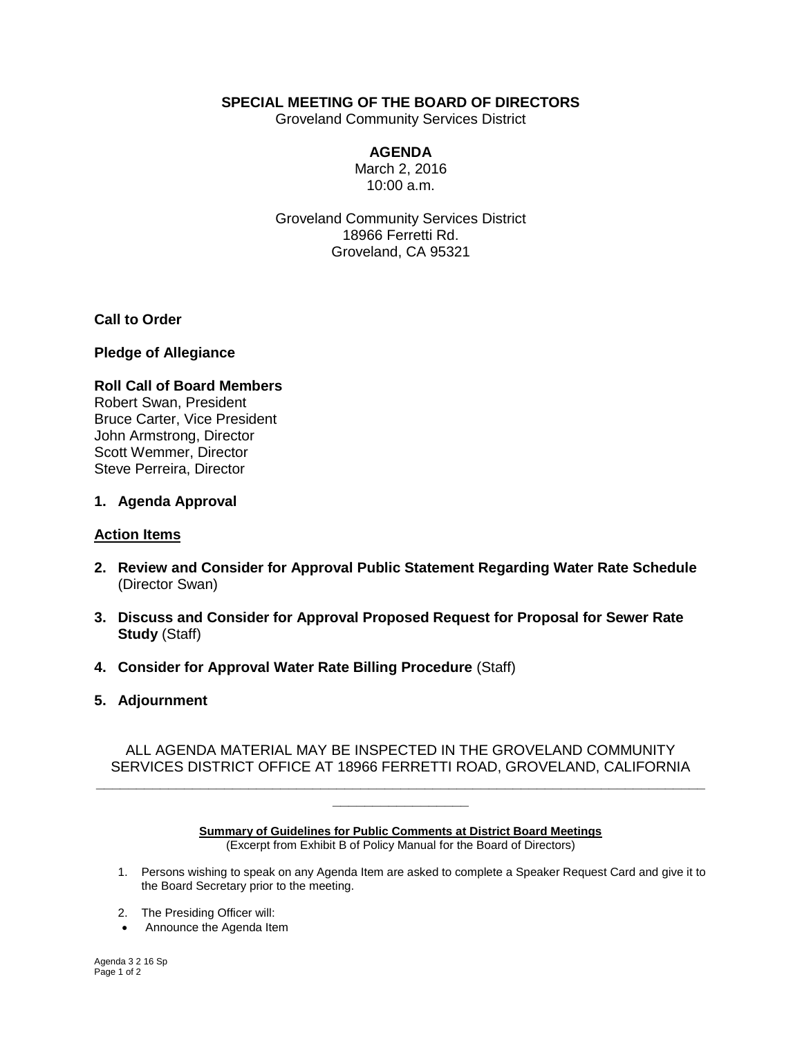**SPECIAL MEETING OF THE BOARD OF DIRECTORS**

Groveland Community Services District

**AGENDA**

March 2, 2016

10:00 a.m.

Groveland Community Services District
18966 Ferretti Rd.
Groveland, CA 95321

**Call to Order**

**Pledge of Allegiance**

**Roll Call of Board Members**

Robert Swan, President
Bruce Carter, Vice President
John Armstrong, Director
Scott Wemmer, Director
Steve Perreira, Director

**1. Agenda Approval**

**Action Items**

**2. Review and Consider for Approval Public Statement Regarding Water Rate Schedule** (Director Swan)

**3. Discuss and Consider for Approval Proposed Request for Proposal for Sewer Rate Study** (Staff)

**4. Consider for Approval Water Rate Billing Procedure** (Staff)

**5. Adjournment**

ALL AGENDA MATERIAL MAY BE INSPECTED IN THE GROVELAND COMMUNITY SERVICES DISTRICT OFFICE AT 18966 FERRETTI ROAD, GROVELAND, CALIFORNIA

---

**Summary of Guidelines for Public Comments at District Board Meetings**

(Excerpt from Exhibit B of Policy Manual for the Board of Directors)

1. Persons wishing to speak on any Agenda Item are asked to complete a Speaker Request Card and give it to the Board Secretary prior to the meeting.

2. The Presiding Officer will:

- Announce the Agenda Item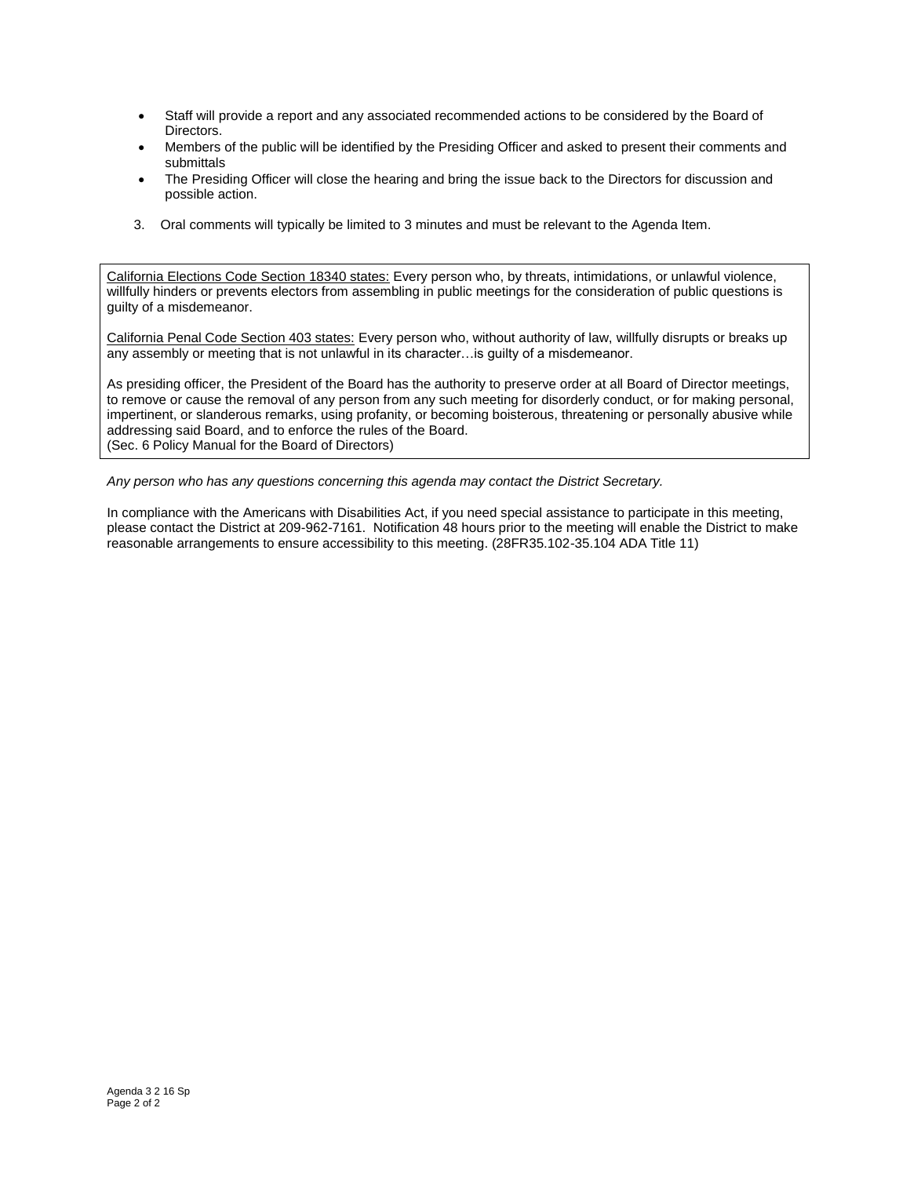- Staff will provide a report and any associated recommended actions to be considered by the Board of Directors.
- Members of the public will be identified by the Presiding Officer and asked to present their comments and submittals
- The Presiding Officer will close the hearing and bring the issue back to the Directors for discussion and possible action.

3. Oral comments will typically be limited to 3 minutes and must be relevant to the Agenda Item.

California Elections Code Section 18340 states: Every person who, by threats, intimidations, or unlawful violence, willfully hinders or prevents electors from assembling in public meetings for the consideration of public questions is guilty of a misdemeanor.

California Penal Code Section 403 states: Every person who, without authority of law, willfully disrupts or breaks up any assembly or meeting that is not unlawful in its character…is guilty of a misdemeanor.

As presiding officer, the President of the Board has the authority to preserve order at all Board of Director meetings, to remove or cause the removal of any person from any such meeting for disorderly conduct, or for making personal, impertinent, or slanderous remarks, using profanity, or becoming boisterous, threatening or personally abusive while addressing said Board, and to enforce the rules of the Board.
(Sec. 6 Policy Manual for the Board of Directors)

*Any person who has any questions concerning this agenda may contact the District Secretary.*

In compliance with the Americans with Disabilities Act, if you need special assistance to participate in this meeting, please contact the District at 209-962-7161. Notification 48 hours prior to the meeting will enable the District to make reasonable arrangements to ensure accessibility to this meeting. (28FR35.102-35.104 ADA Title 11)

Agenda 3 2 16 Sp